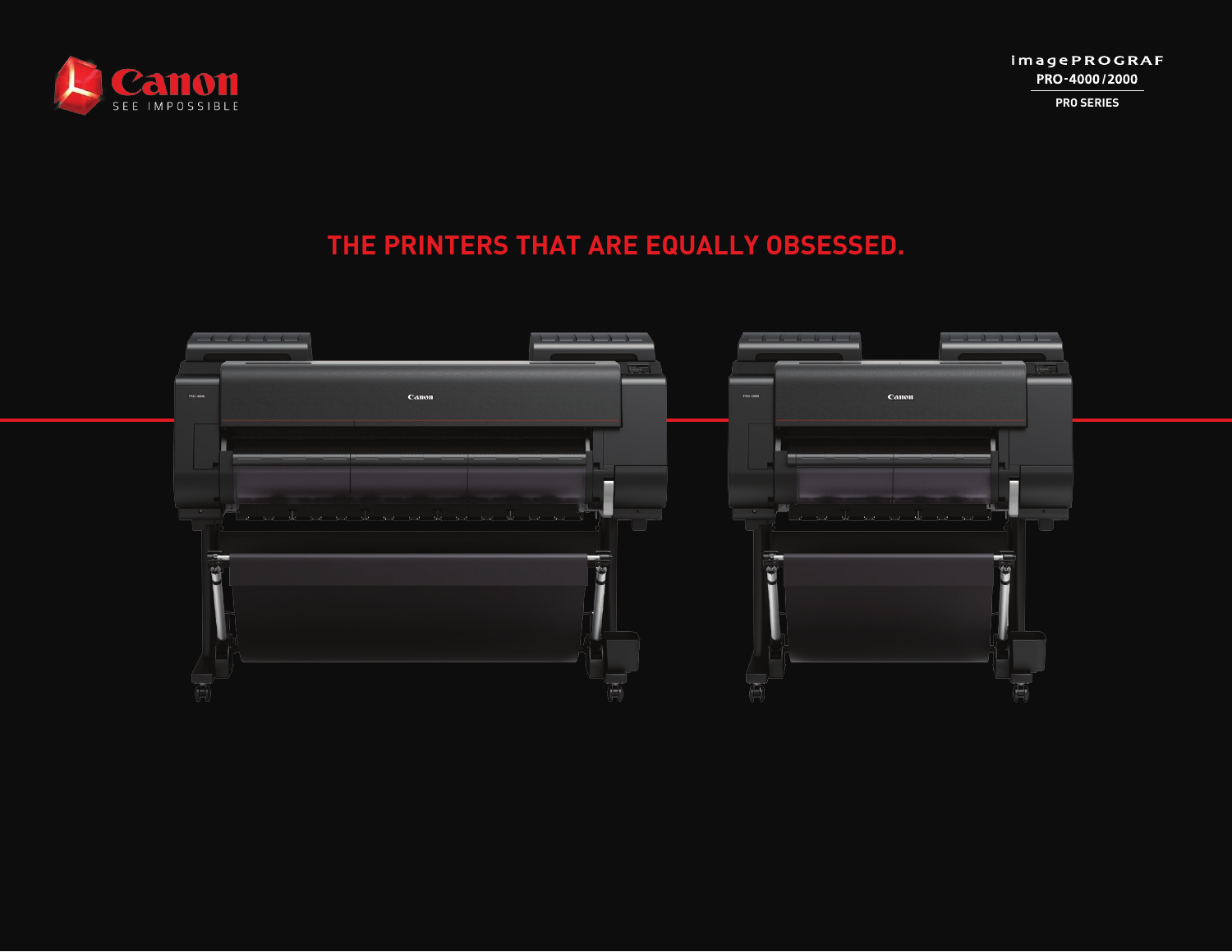Canon
SEE IMPOSSIBLE

imagePROGRAF
PRO-4000/2000
PRO SERIES

# THE PRINTERS THAT ARE EQUALLY OBSESSED.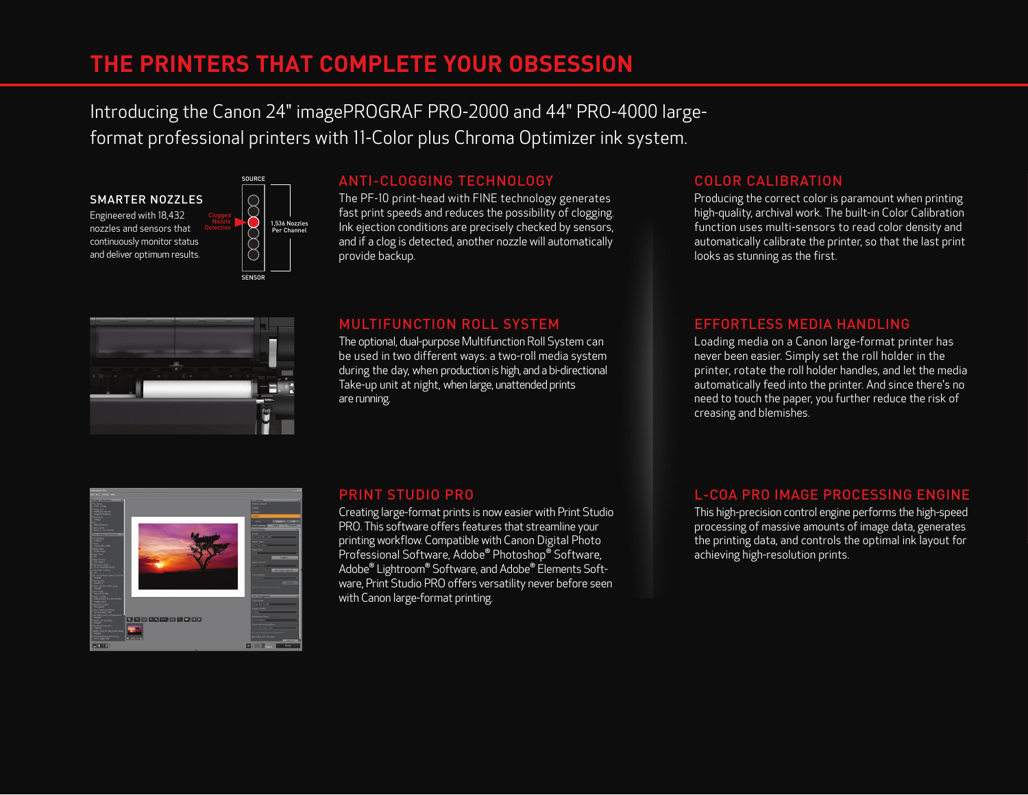# THE PRINTERS THAT COMPLETE YOUR OBSESSION

Introducing the Canon 24" imagePROGRAF PRO-2000 and 44" PRO-4000 large-format professional printers with 11-Color plus Chroma Optimizer ink system.

## SMARTER NOZZLES

Engineered with 18,432 nozzles and sensors that continuously monitor status and deliver optimum results.

SOURCE

Clogged Nozzle Detection

1,536 Nozzles Per Channel

SENSOR

## ANTI-CLOGGING TECHNOLOGY

The PF-10 print-head with FINE technology generates fast print speeds and reduces the possibility of clogging. Ink ejection conditions are precisely checked by sensors, and if a clog is detected, another nozzle will automatically provide backup.

## COLOR CALIBRATION

Producing the correct color is paramount when printing high-quality, archival work. The built-in Color Calibration function uses multi-sensors to read color density and automatically calibrate the printer, so that the last print looks as stunning as the first.

## MULTIFUNCTION ROLL SYSTEM

The optional, dual-purpose Multifunction Roll System can be used in two different ways: a two-roll media system during the day, when production is high, and a bi-directional Take-up unit at night, when large, unattended prints are running.

## EFFORTLESS MEDIA HANDLING

Loading media on a Canon large-format printer has never been easier. Simply set the roll holder in the printer, rotate the roll holder handles, and let the media automatically feed into the printer. And since there's no need to touch the paper, you further reduce the risk of creasing and blemishes.

## PRINT STUDIO PRO

Creating large-format prints is now easier with Print Studio PRO. This software offers features that streamline your printing workflow. Compatible with Canon Digital Photo Professional Software, Adobe® Photoshop® Software, Adobe® Lightroom® Software, and Adobe® Elements Software, Print Studio PRO offers versatility never before seen with Canon large-format printing.

## L-COA PRO IMAGE PROCESSING ENGINE

This high-precision control engine performs the high-speed processing of massive amounts of image data, generates the printing data, and controls the optimal ink layout for achieving high-resolution prints.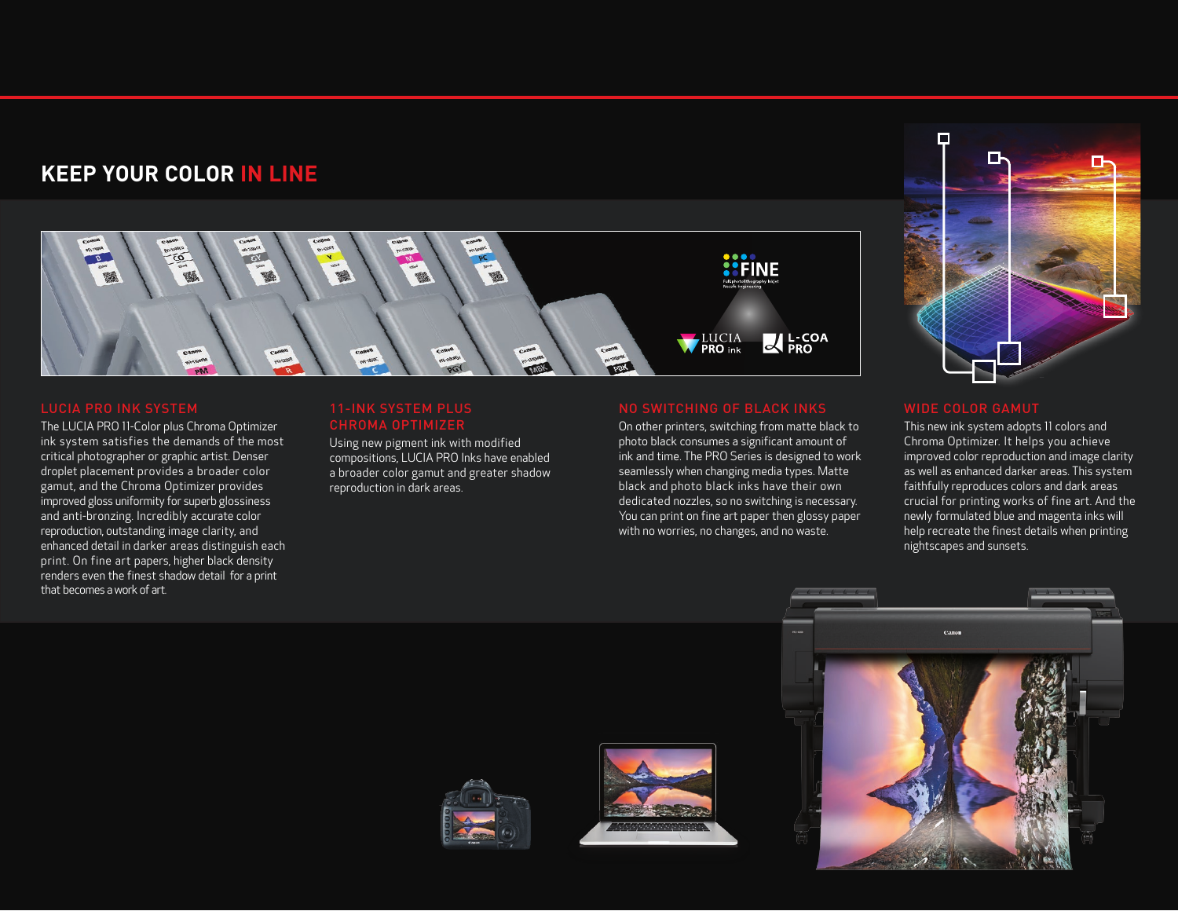## KEEP YOUR COLOR IN LINE

### LUCIA PRO INK SYSTEM

The LUCIA PRO 11-Color plus Chroma Optimizer ink system satisfies the demands of the most critical photographer or graphic artist. Denser droplet placement provides a broader color gamut, and the Chroma Optimizer provides improved gloss uniformity for superb glossiness and anti-bronzing. Incredibly accurate color reproduction, outstanding image clarity, and enhanced detail in darker areas distinguish each print. On fine art papers, higher black density renders even the finest shadow detail for a print that becomes a work of art.

### 11-INK SYSTEM PLUS CHROMA OPTIMIZER

Using new pigment ink with modified compositions, LUCIA PRO Inks have enabled a broader color gamut and greater shadow reproduction in dark areas.

### NO SWITCHING OF BLACK INKS

On other printers, switching from matte black to photo black consumes a significant amount of ink and time. The PRO Series is designed to work seamlessly when changing media types. Matte black and photo black inks have their own dedicated nozzles, so no switching is necessary. You can print on fine art paper then glossy paper with no worries, no changes, and no waste.

### WIDE COLOR GAMUT

This new ink system adopts 11 colors and Chroma Optimizer. It helps you achieve improved color reproduction and image clarity as well as enhanced darker areas. This system faithfully reproduces colors and dark areas crucial for printing works of fine art. And the newly formulated blue and magenta inks will help recreate the finest details when printing nightscapes and sunsets.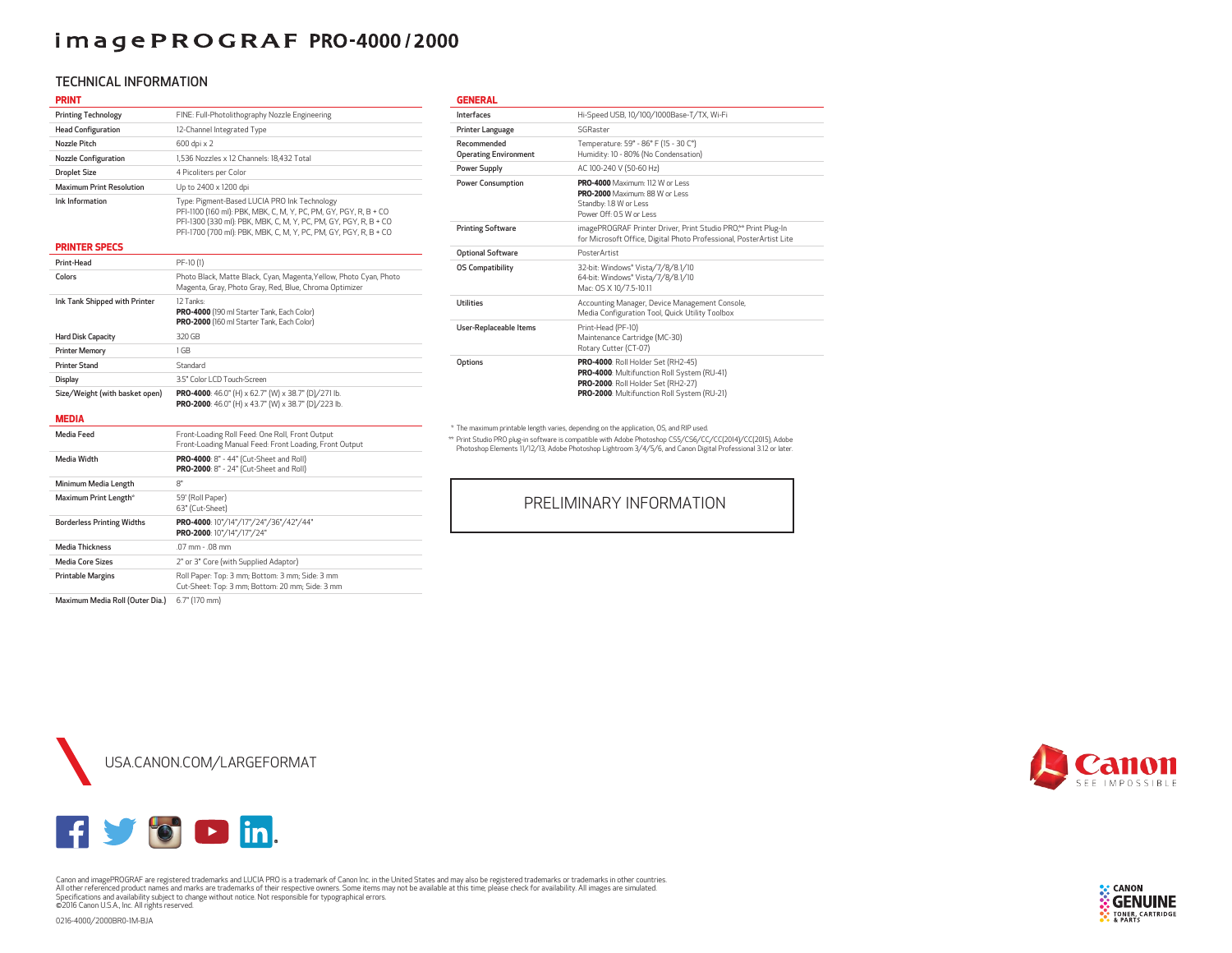# imagePROGRAF PRO-4000/2000

## TECHNICAL INFORMATION

### PRINT

| | |
|---|---|
| Printing Technology | FINE: Full-Photolithography Nozzle Engineering |
| Head Configuration | 12-Channel Integrated Type |
| Nozzle Pitch | 600 dpi x 2 |
| Nozzle Configuration | 1,536 Nozzles x 12 Channels: 18,432 Total |
| Droplet Size | 4 Picoliters per Color |
| Maximum Print Resolution | Up to 2400 x 1200 dpi |
| Ink Information | Type: Pigment-Based LUCIA PRO Ink Technology<br>PFI-1100 (160 ml): PBK, MBK, C, M, Y, PC, PM, GY, PGY, R, B + CO<br>PFI-1300 (330 ml): PBK, MBK, C, M, Y, PC, PM, GY, PGY, R, B + CO<br>PFI-1700 (700 ml): PBK, MBK, C, M, Y, PC, PM, GY, PGY, R, B + CO |

### PRINTER SPECS

| | |
|---|---|
| Print-Head | PF-10 (1) |
| Colors | Photo Black, Matte Black, Cyan, Magenta, Yellow, Photo Cyan, Photo Magenta, Gray, Photo Gray, Red, Blue, Chroma Optimizer |
| Ink Tank Shipped with Printer | 12 Tanks:<br>**PRO-4000** (190 ml Starter Tank, Each Color)<br>**PRO-2000** (160 ml Starter Tank, Each Color) |
| Hard Disk Capacity | 320 GB |
| Printer Memory | 1 GB |
| Printer Stand | Standard |
| Display | 3.5" Color LCD Touch-Screen |
| Size/Weight (with basket open) | **PRO-4000**: 46.0" (H) x 62.7" (W) x 38.7" (D)/271 lb.<br>**PRO-2000**: 46.0" (H) x 43.7" (W) x 38.7" (D)/223 lb. |

### MEDIA

| | |
|---|---|
| Media Feed | Front-Loading Roll Feed: One Roll, Front Output<br>Front-Loading Manual Feed: Front Loading, Front Output |
| Media Width | **PRO-4000**: 8" - 44" (Cut-Sheet and Roll)<br>**PRO-2000**: 8" - 24" (Cut-Sheet and Roll) |
| Minimum Media Length | 8" |
| Maximum Print Length* | 59' (Roll Paper)<br>63" (Cut-Sheet) |
| Borderless Printing Widths | **PRO-4000**: 10"/14"/17"/24"/36"/42"/44"<br>**PRO-2000**: 10"/14"/17"/24" |
| Media Thickness | .07 mm - .08 mm |
| Media Core Sizes | 2" or 3" Core (with Supplied Adaptor) |
| Printable Margins | Roll Paper: Top: 3 mm; Bottom: 3 mm; Side: 3 mm<br>Cut-Sheet: Top: 3 mm; Bottom: 20 mm; Side: 3 mm |
| Maximum Media Roll (Outer Dia.) | 6.7" (170 mm) |

### GENERAL

| | |
|---|---|
| Interfaces | Hi-Speed USB, 10/100/1000Base-T/TX, Wi-Fi |
| Printer Language | SGRaster |
| Recommended Operating Environment | Temperature: 59° - 86° F (15 - 30 C°)<br>Humidity: 10 - 80% (No Condensation) |
| Power Supply | AC 100-240 V (50-60 Hz) |
| Power Consumption | **PRO-4000** Maximum: 112 W or Less<br>**PRO-2000** Maximum: 88 W or Less<br>Standby: 1.8 W or Less<br>Power Off: 0.5 W or Less |
| Printing Software | imagePROGRAF Printer Driver, Print Studio PRO,** Print Plug-In for Microsoft Office, Digital Photo Professional, PosterArtist Lite |
| Optional Software | PosterArtist |
| OS Compatibility | 32-bit: Windows® Vista/7/8/8.1/10<br>64-bit: Windows® Vista/7/8/8.1/10<br>Mac: OS X 10/7.5-10.11 |
| Utilities | Accounting Manager, Device Management Console, Media Configuration Tool, Quick Utility Toolbox |
| User-Replaceable Items | Print-Head (PF-10)<br>Maintenance Cartridge (MC-30)<br>Rotary Cutter (CT-07) |
| Options | **PRO-4000**: Roll Holder Set (RH2-45)<br>**PRO-4000**: Multifunction Roll System (RU-41)<br>**PRO-2000**: Roll Holder Set (RH2-27)<br>**PRO-2000**: Multifunction Roll System (RU-21) |

\* The maximum printable length varies, depending on the application, OS, and RIP used.

\*\* Print Studio PRO plug-in software is compatible with Adobe Photoshop CS5/CS6/CC/CC(2014)/CC(2015), Adobe Photoshop Elements 11/12/13, Adobe Photoshop Lightroom 3/4/5/6, and Canon Digital Professional 3.12 or later.

PRELIMINARY INFORMATION

USA.CANON.COM/LARGEFORMAT

Canon SEE IMPOSSIBLE

Canon and imagePROGRAF are registered trademarks and LUCIA PRO is a trademark of Canon Inc. in the United States and may also be registered trademarks or trademarks in other countries. All other referenced product names and marks are trademarks of their respective owners. Some items may not be available at this time; please check for availability. All images are simulated. Specifications and availability subject to change without notice. Not responsible for typographical errors.
©2016 Canon U.S.A., Inc. All rights reserved.

0216-4000/2000BR0-1M-BJA

CANON GENUINE TONER, CARTRIDGE & PARTS